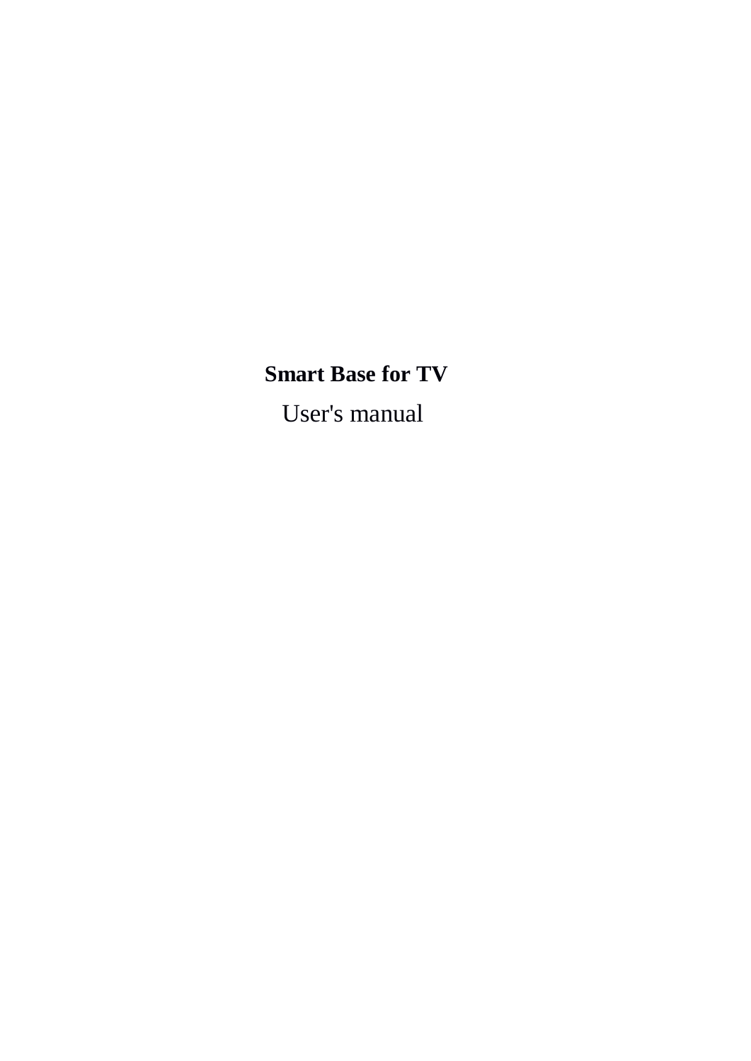# Smart Base for TV

User's manual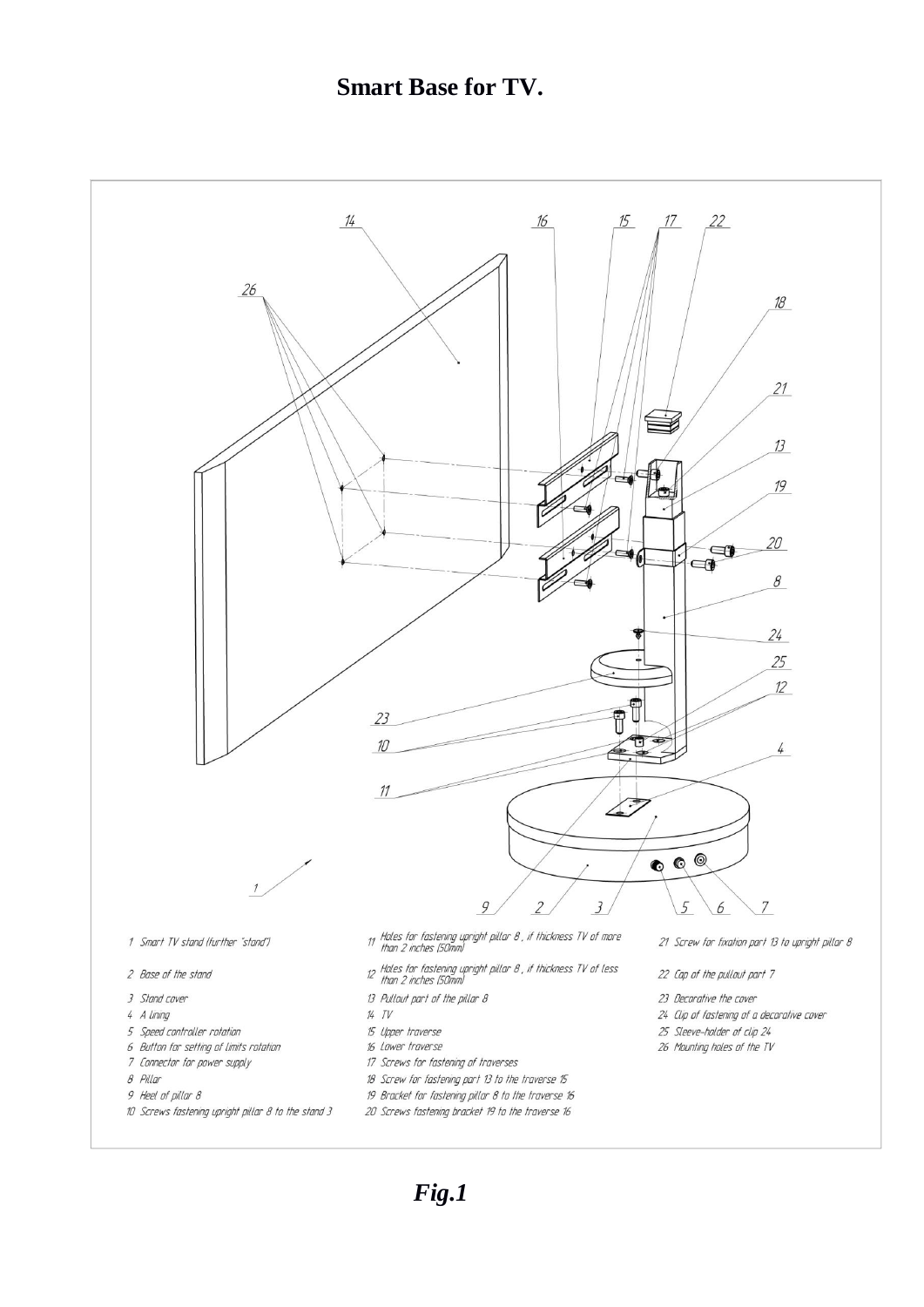# Smart Base for TV.

14
16
15
17
22
26
18
21
13
19
20
8
24
25
12
23
10
4
11
1
9
2
3
5
6
7

1 Smart TV stand (further "stand")
2 Base of the stand
3 Stand cover
4 A lining
5 Speed controller rotation
6 Button for setting of limits rotation
7 Connector for power supply
8 Pillar
9 Heel of pillar 8
10 Screws fastening upright pillar 8 to the stand 3
11 Holes for fastening upright pillar 8 , if thickness TV of more than 2 inches (50mm)
12 Holes for fastening upright pillar 8 , if thickness TV of less than 2 inches (50mm)
13 Pullout part of the pillar 8
14 TV
15 Upper traverse
16 Lower traverse
17 Screws for fastening of traverses
18 Screw for fastening part 13 to the traverse 15
19 Bracket for fastening pillar 8 to the traverse 16
20 Screws fastening bracket 19 to the traverse 16
21 Screw for fixation part 13 to upright pillar 8
22 Cap of the pullout part 7
23 Decorative the cover
24 Clip of fastening of a decorative cover
25 Sleeve-holder of clip 24
26 Mounting holes of the TV

*Fig.1*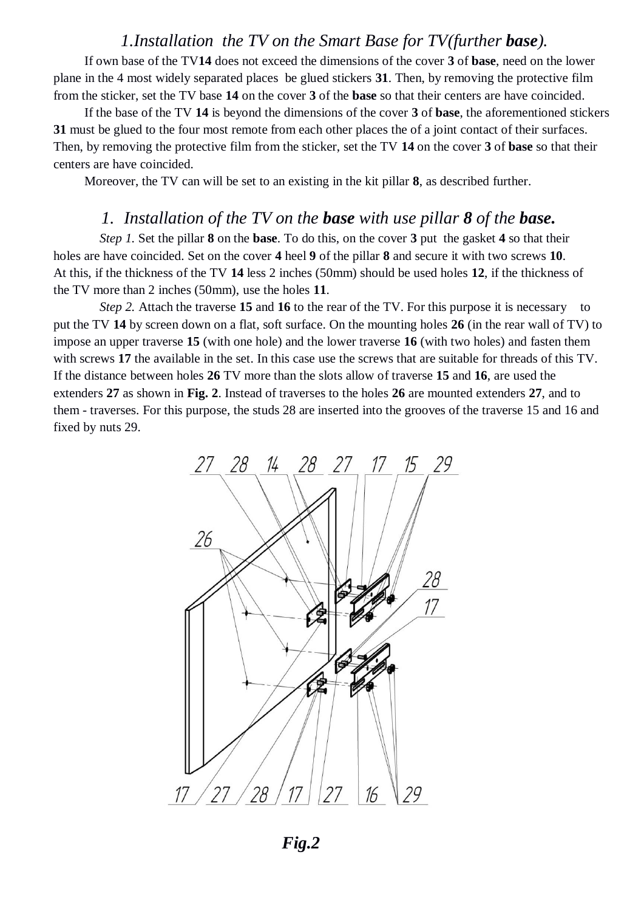## *1.Installation the TV on the Smart Base for TV(further **base**).*

If own base of the TV**14** does not exceed the dimensions of the cover **3** of **base**, need on the lower plane in the 4 most widely separated places be glued stickers **31**. Then, by removing the protective film from the sticker, set the TV base **14** on the cover **3** of the **base** so that their centers are have coincided.

If the base of the TV **14** is beyond the dimensions of the cover **3** of **base**, the aforementioned stickers **31** must be glued to the four most remote from each other places the of a joint contact of their surfaces. Then, by removing the protective film from the sticker, set the TV **14** on the cover **3** of **base** so that their centers are have coincided.

Moreover, the TV can will be set to an existing in the kit pillar **8**, as described further.

## *1. Installation of the TV on the **base** with use pillar **8** of the **base.***

*Step 1.* Set the pillar **8** on the **base**. To do this, on the cover **3** put the gasket **4** so that their holes are have coincided. Set on the cover **4** heel **9** of the pillar **8** and secure it with two screws **10**. At this, if the thickness of the TV **14** less 2 inches (50mm) should be used holes **12**, if the thickness of the TV more than 2 inches (50mm), use the holes **11**.

*Step 2.* Attach the traverse **15** and **16** to the rear of the TV. For this purpose it is necessary to put the TV **14** by screen down on a flat, soft surface. On the mounting holes **26** (in the rear wall of TV) to impose an upper traverse **15** (with one hole) and the lower traverse **16** (with two holes) and fasten them with screws **17** the available in the set. In this case use the screws that are suitable for threads of this TV. If the distance between holes **26** TV more than the slots allow of traverse **15** and **16**, are used the extenders **27** as shown in **Fig. 2**. Instead of traverses to the holes **26** are mounted extenders **27**, and to them - traverses. For this purpose, the studs 28 are inserted into the grooves of the traverse 15 and 16 and fixed by nuts 29.

27 28 14 28 27 17 15 29

26

28

17

17 27 28 17 27 16 29

***Fig.2***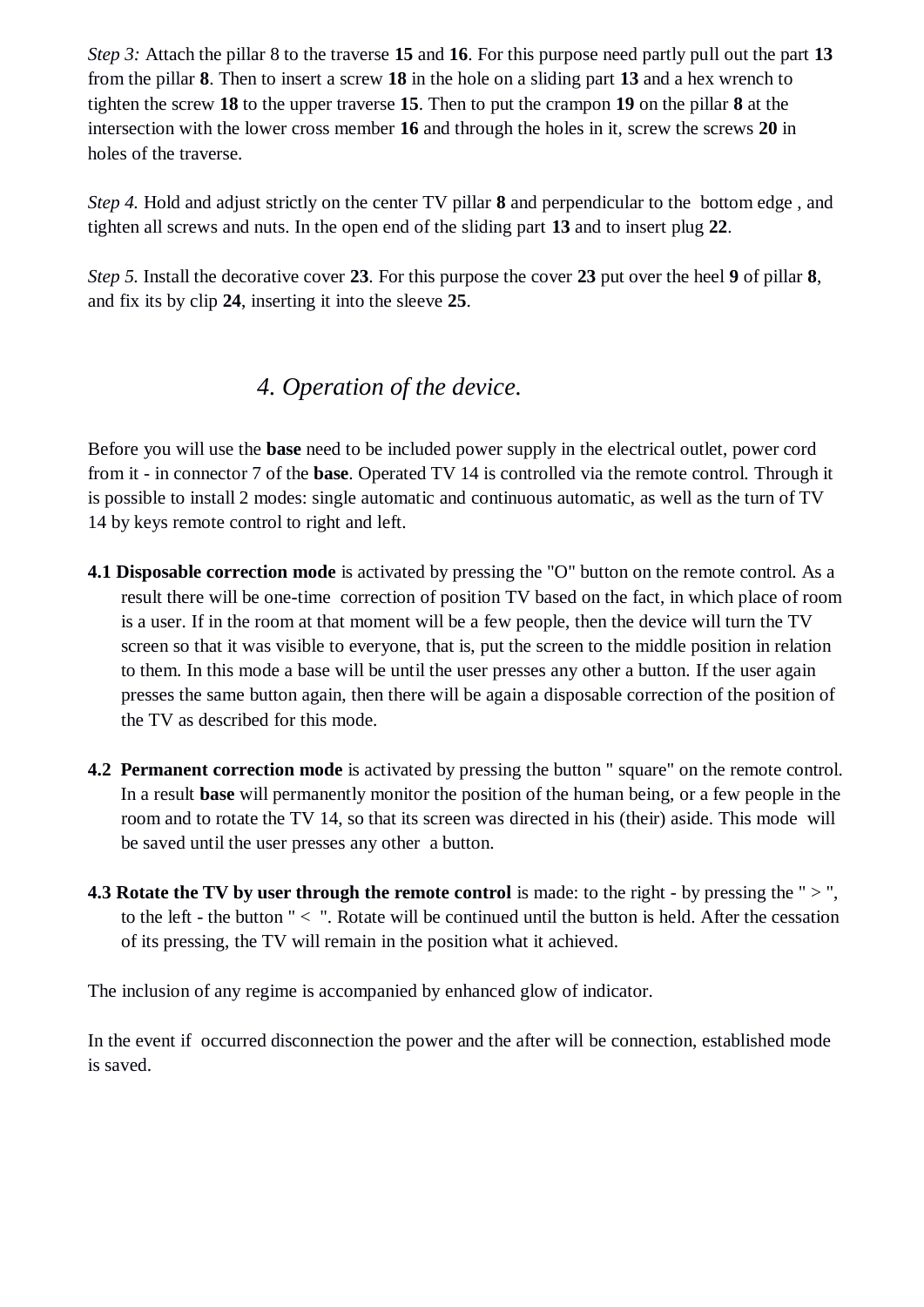*Step 3:* Attach the pillar 8 to the traverse **15** and **16**. For this purpose need partly pull out the part **13** from the pillar **8**. Then to insert a screw **18** in the hole on a sliding part **13** and a hex wrench to tighten the screw **18** to the upper traverse **15**. Then to put the crampon **19** on the pillar **8** at the intersection with the lower cross member **16** and through the holes in it, screw the screws **20** in holes of the traverse.

*Step 4.* Hold and adjust strictly on the center TV pillar **8** and perpendicular to the bottom edge , and tighten all screws and nuts. In the open end of the sliding part **13** and to insert plug **22**.

*Step 5.* Install the decorative cover **23**. For this purpose the cover **23** put over the heel **9** of pillar **8**, and fix its by clip **24**, inserting it into the sleeve **25**.

## *4. Operation of the device.*

Before you will use the **base** need to be included power supply in the electrical outlet, power cord from it - in connector 7 of the **base**. Operated TV 14 is controlled via the remote control. Through it is possible to install 2 modes: single automatic and continuous automatic, as well as the turn of TV 14 by keys remote control to right and left.

**4.1 Disposable correction mode** is activated by pressing the "O" button on the remote control. As a result there will be one-time correction of position TV based on the fact, in which place of room is a user. If in the room at that moment will be a few people, then the device will turn the TV screen so that it was visible to everyone, that is, put the screen to the middle position in relation to them. In this mode a base will be until the user presses any other a button. If the user again presses the same button again, then there will be again a disposable correction of the position of the TV as described for this mode.

**4.2 Permanent correction mode** is activated by pressing the button " square" on the remote control. In a result **base** will permanently monitor the position of the human being, or a few people in the room and to rotate the TV 14, so that its screen was directed in his (their) aside. This mode will be saved until the user presses any other a button.

**4.3 Rotate the TV by user through the remote control** is made: to the right - by pressing the " > ", to the left - the button " < ". Rotate will be continued until the button is held. After the cessation of its pressing, the TV will remain in the position what it achieved.

The inclusion of any regime is accompanied by enhanced glow of indicator.

In the event if occurred disconnection the power and the after will be connection, established mode is saved.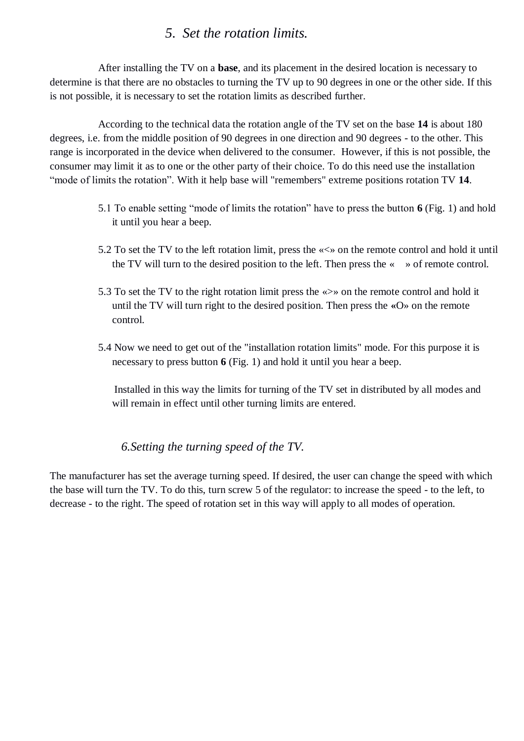## *5. Set the rotation limits.*

After installing the TV on a **base**, and its placement in the desired location is necessary to determine is that there are no obstacles to turning the TV up to 90 degrees in one or the other side. If this is not possible, it is necessary to set the rotation limits as described further.

According to the technical data the rotation angle of the TV set on the base **14** is about 180 degrees, i.e. from the middle position of 90 degrees in one direction and 90 degrees - to the other. This range is incorporated in the device when delivered to the consumer. However, if this is not possible, the consumer may limit it as to one or the other party of their choice. To do this need use the installation “mode of limits the rotation”. With it help base will "remembers" extreme positions rotation TV **14**.

5.1 To enable setting “mode of limits the rotation” have to press the button **6** (Fig. 1) and hold it until you hear a beep.

5.2 To set the TV to the left rotation limit, press the «<» on the remote control and hold it until the TV will turn to the desired position to the left. Then press the «  » of remote control.

5.3 To set the TV to the right rotation limit press the «>» on the remote control and hold it until the TV will turn right to the desired position. Then press the **«**O» on the remote control.

5.4 Now we need to get out of the "installation rotation limits" mode. For this purpose it is necessary to press button **6** (Fig. 1) and hold it until you hear a beep.

Installed in this way the limits for turning of the TV set in distributed by all modes and will remain in effect until other turning limits are entered.

## *6.Setting the turning speed of the TV.*

The manufacturer has set the average turning speed. If desired, the user can change the speed with which the base will turn the TV. To do this, turn screw 5 of the regulator: to increase the speed - to the left, to decrease - to the right. The speed of rotation set in this way will apply to all modes of operation.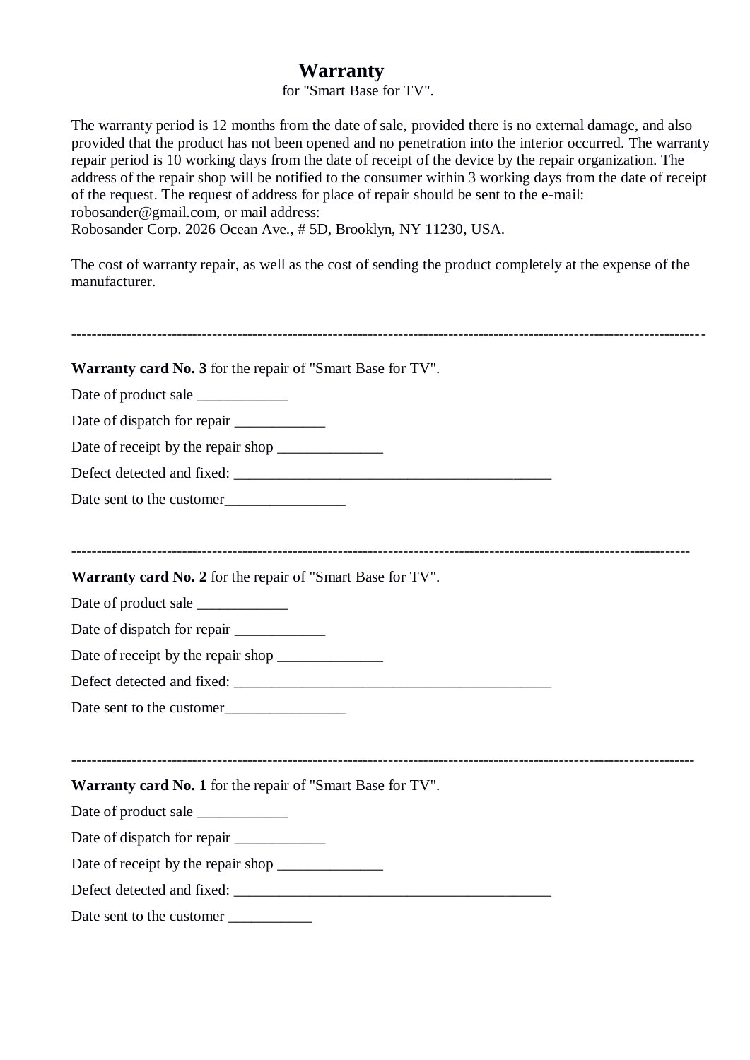# Warranty

for "Smart Base for TV".

The warranty period is 12 months from the date of sale, provided there is no external damage, and also provided that the product has not been opened and no penetration into the interior occurred. The warranty repair period is 10 working days from the date of receipt of the device by the repair organization. The address of the repair shop will be notified to the consumer within 3 working days from the date of receipt of the request. The request of address for place of repair should be sent to the e-mail: robosander@gmail.com, or mail address:
Robosander Corp. 2026 Ocean Ave., # 5D, Brooklyn, NY 11230, USA.

The cost of warranty repair, as well as the cost of sending the product completely at the expense of the manufacturer.

---

**Warranty card No. 3** for the repair of "Smart Base for TV".

Date of product sale ____________

Date of dispatch for repair ____________

Date of receipt by the repair shop ______________

Defect detected and fixed: ___________________________________________

Date sent to the customer________________

---

**Warranty card No. 2** for the repair of "Smart Base for TV".

Date of product sale ____________

Date of dispatch for repair ____________

Date of receipt by the repair shop ______________

Defect detected and fixed: ___________________________________________

Date sent to the customer________________

---

**Warranty card No. 1** for the repair of "Smart Base for TV".

Date of product sale ____________

Date of dispatch for repair ____________

Date of receipt by the repair shop ______________

Defect detected and fixed: ___________________________________________

Date sent to the customer ___________